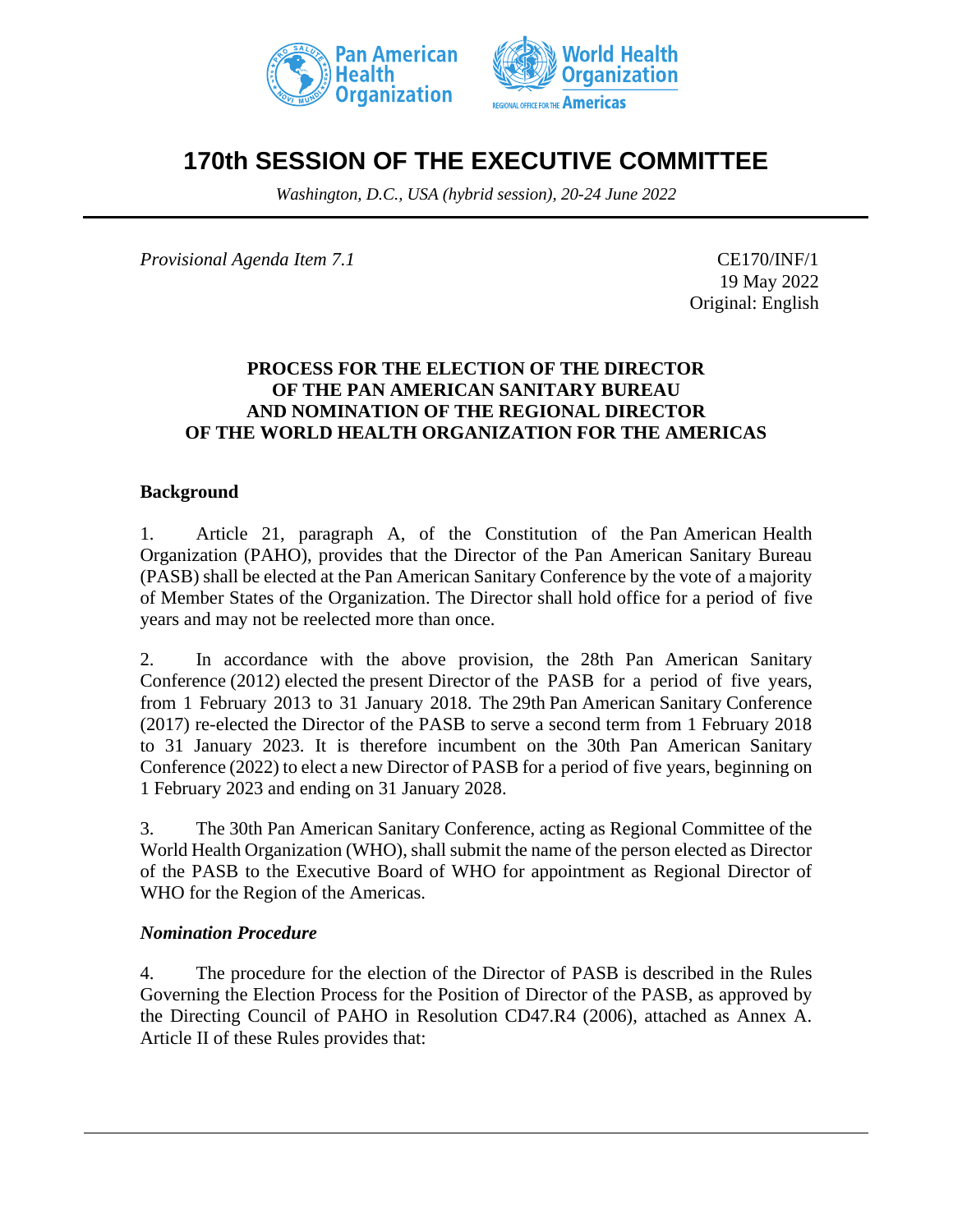# 170th SESSION OF THE EXECUTIVE COMMITTEE

*Washington, D.C., USA (hybrid session), 20-24 June 2022*

*Provisional Agenda Item 7.1*

CE170/INF/1
19 May 2022
Original: English

## PROCESS FOR THE ELECTION OF THE DIRECTOR OF THE PAN AMERICAN SANITARY BUREAU AND NOMINATION OF THE REGIONAL DIRECTOR OF THE WORLD HEALTH ORGANIZATION FOR THE AMERICAS

### Background

1. Article 21, paragraph A, of the Constitution of the Pan American Health Organization (PAHO), provides that the Director of the Pan American Sanitary Bureau (PASB) shall be elected at the Pan American Sanitary Conference by the vote of a majority of Member States of the Organization. The Director shall hold office for a period of five years and may not be reelected more than once.

2. In accordance with the above provision, the 28th Pan American Sanitary Conference (2012) elected the present Director of the PASB for a period of five years, from 1 February 2013 to 31 January 2018. The 29th Pan American Sanitary Conference (2017) re-elected the Director of the PASB to serve a second term from 1 February 2018 to 31 January 2023. It is therefore incumbent on the 30th Pan American Sanitary Conference (2022) to elect a new Director of PASB for a period of five years, beginning on 1 February 2023 and ending on 31 January 2028.

3. The 30th Pan American Sanitary Conference, acting as Regional Committee of the World Health Organization (WHO), shall submit the name of the person elected as Director of the PASB to the Executive Board of WHO for appointment as Regional Director of WHO for the Region of the Americas.

### *Nomination Procedure*

4. The procedure for the election of the Director of PASB is described in the Rules Governing the Election Process for the Position of Director of the PASB, as approved by the Directing Council of PAHO in Resolution CD47.R4 (2006), attached as Annex A. Article II of these Rules provides that: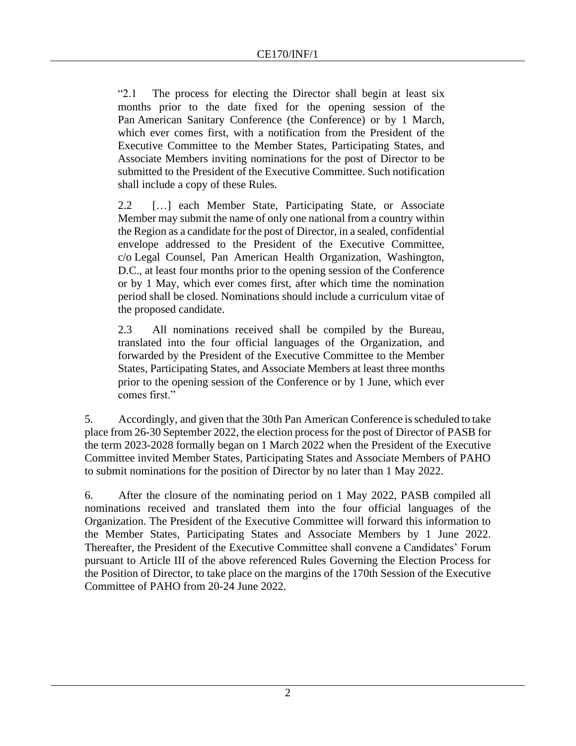> "2.1 The process for electing the Director shall begin at least six months prior to the date fixed for the opening session of the Pan American Sanitary Conference (the Conference) or by 1 March, which ever comes first, with a notification from the President of the Executive Committee to the Member States, Participating States, and Associate Members inviting nominations for the post of Director to be submitted to the President of the Executive Committee. Such notification shall include a copy of these Rules.
>
> 2.2 […] each Member State, Participating State, or Associate Member may submit the name of only one national from a country within the Region as a candidate for the post of Director, in a sealed, confidential envelope addressed to the President of the Executive Committee, c/o Legal Counsel, Pan American Health Organization, Washington, D.C., at least four months prior to the opening session of the Conference or by 1 May, which ever comes first, after which time the nomination period shall be closed. Nominations should include a curriculum vitae of the proposed candidate.
>
> 2.3 All nominations received shall be compiled by the Bureau, translated into the four official languages of the Organization, and forwarded by the President of the Executive Committee to the Member States, Participating States, and Associate Members at least three months prior to the opening session of the Conference or by 1 June, which ever comes first."

5. Accordingly, and given that the 30th Pan American Conference is scheduled to take place from 26-30 September 2022, the election process for the post of Director of PASB for the term 2023-2028 formally began on 1 March 2022 when the President of the Executive Committee invited Member States, Participating States and Associate Members of PAHO to submit nominations for the position of Director by no later than 1 May 2022.

6. After the closure of the nominating period on 1 May 2022, PASB compiled all nominations received and translated them into the four official languages of the Organization. The President of the Executive Committee will forward this information to the Member States, Participating States and Associate Members by 1 June 2022. Thereafter, the President of the Executive Committee shall convene a Candidates' Forum pursuant to Article III of the above referenced Rules Governing the Election Process for the Position of Director, to take place on the margins of the 170th Session of the Executive Committee of PAHO from 20-24 June 2022.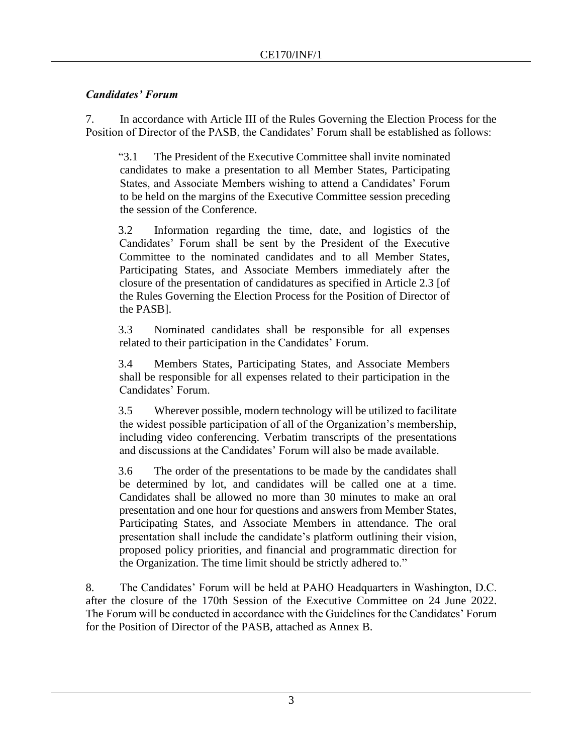### *Candidates' Forum*

7. In accordance with Article III of the Rules Governing the Election Process for the Position of Director of the PASB, the Candidates' Forum shall be established as follows:

> "3.1 The President of the Executive Committee shall invite nominated candidates to make a presentation to all Member States, Participating States, and Associate Members wishing to attend a Candidates' Forum to be held on the margins of the Executive Committee session preceding the session of the Conference.
>
> 3.2 Information regarding the time, date, and logistics of the Candidates' Forum shall be sent by the President of the Executive Committee to the nominated candidates and to all Member States, Participating States, and Associate Members immediately after the closure of the presentation of candidatures as specified in Article 2.3 [of the Rules Governing the Election Process for the Position of Director of the PASB].
>
> 3.3 Nominated candidates shall be responsible for all expenses related to their participation in the Candidates' Forum.
>
> 3.4 Members States, Participating States, and Associate Members shall be responsible for all expenses related to their participation in the Candidates' Forum.
>
> 3.5 Wherever possible, modern technology will be utilized to facilitate the widest possible participation of all of the Organization's membership, including video conferencing. Verbatim transcripts of the presentations and discussions at the Candidates' Forum will also be made available.
>
> 3.6 The order of the presentations to be made by the candidates shall be determined by lot, and candidates will be called one at a time. Candidates shall be allowed no more than 30 minutes to make an oral presentation and one hour for questions and answers from Member States, Participating States, and Associate Members in attendance. The oral presentation shall include the candidate's platform outlining their vision, proposed policy priorities, and financial and programmatic direction for the Organization. The time limit should be strictly adhered to."

8. The Candidates' Forum will be held at PAHO Headquarters in Washington, D.C. after the closure of the 170th Session of the Executive Committee on 24 June 2022. The Forum will be conducted in accordance with the Guidelines for the Candidates' Forum for the Position of Director of the PASB, attached as Annex B.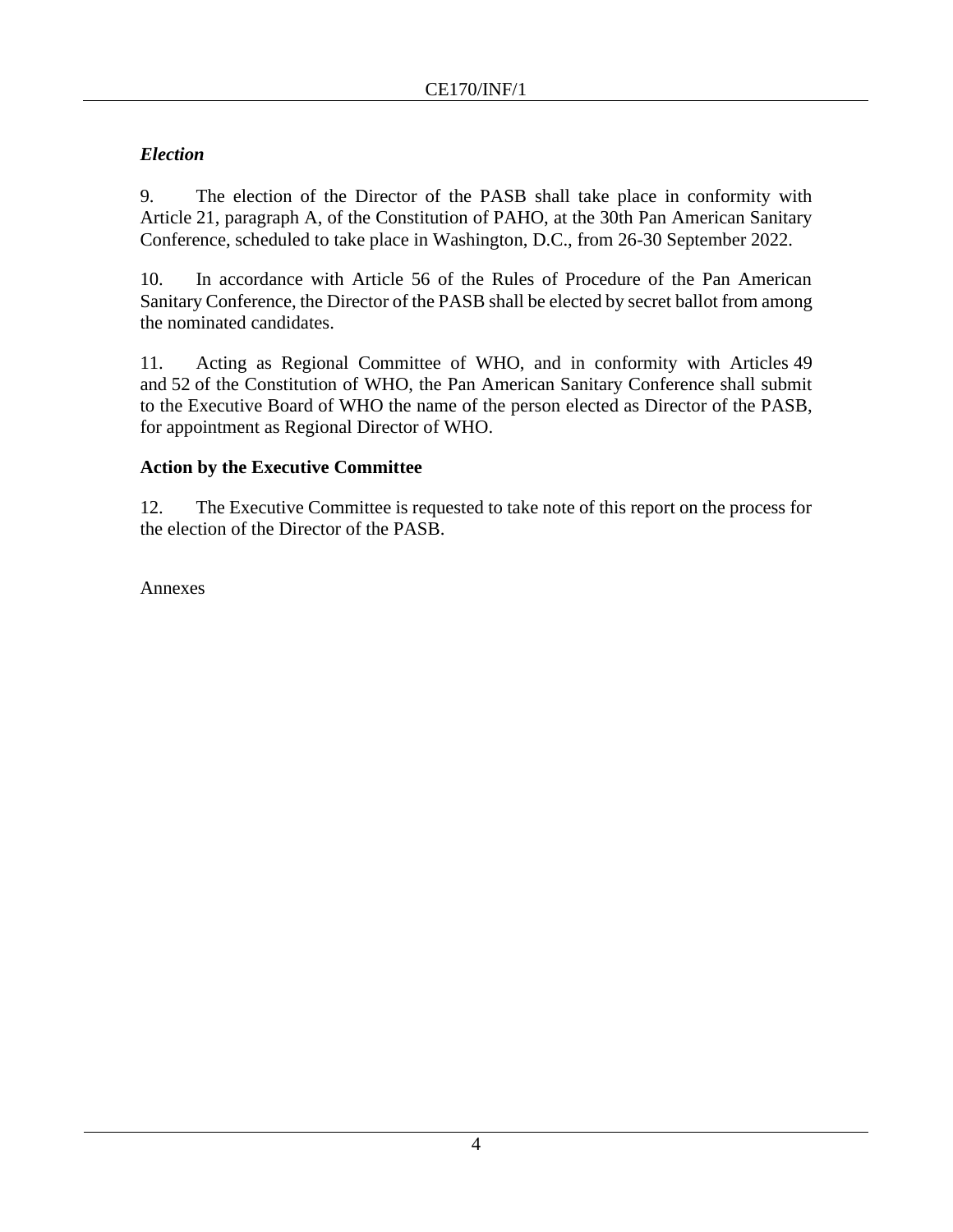### *Election*

9. The election of the Director of the PASB shall take place in conformity with Article 21, paragraph A, of the Constitution of PAHO, at the 30th Pan American Sanitary Conference, scheduled to take place in Washington, D.C., from 26-30 September 2022.

10. In accordance with Article 56 of the Rules of Procedure of the Pan American Sanitary Conference, the Director of the PASB shall be elected by secret ballot from among the nominated candidates.

11. Acting as Regional Committee of WHO, and in conformity with Articles 49 and 52 of the Constitution of WHO, the Pan American Sanitary Conference shall submit to the Executive Board of WHO the name of the person elected as Director of the PASB, for appointment as Regional Director of WHO.

### **Action by the Executive Committee**

12. The Executive Committee is requested to take note of this report on the process for the election of the Director of the PASB.

Annexes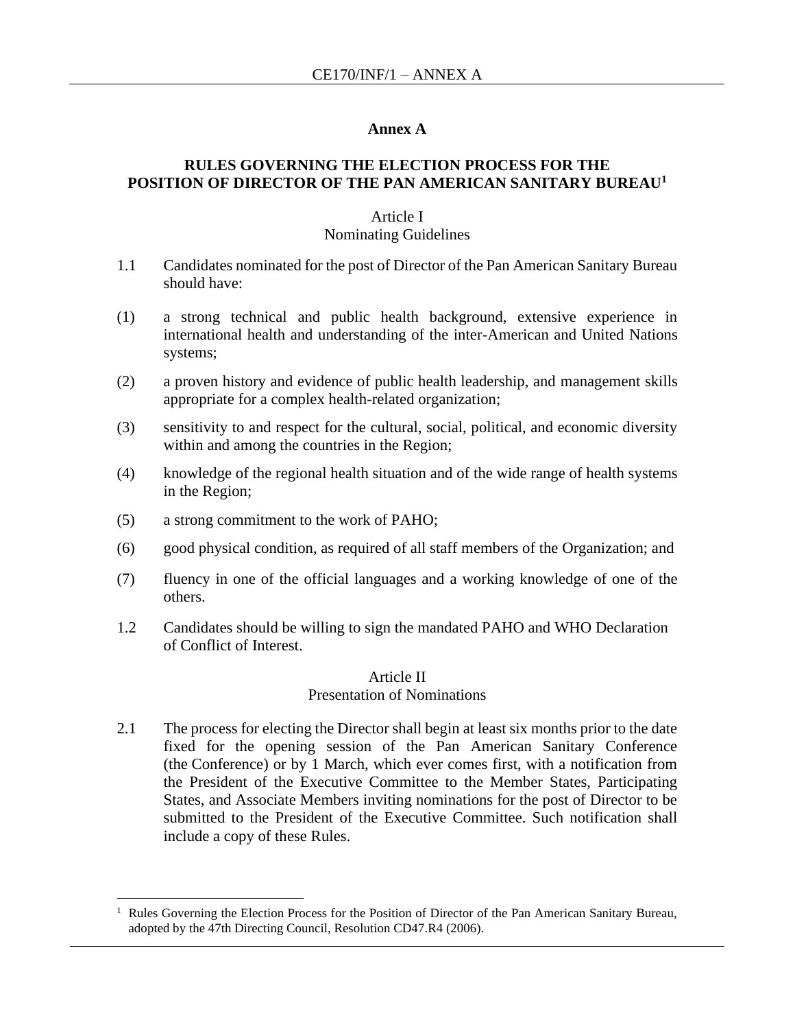# Annex A

## RULES GOVERNING THE ELECTION PROCESS FOR THE POSITION OF DIRECTOR OF THE PAN AMERICAN SANITARY BUREAU[1]

### Article I
### Nominating Guidelines

1.1 Candidates nominated for the post of Director of the Pan American Sanitary Bureau should have:

(1) a strong technical and public health background, extensive experience in international health and understanding of the inter-American and United Nations systems;

(2) a proven history and evidence of public health leadership, and management skills appropriate for a complex health-related organization;

(3) sensitivity to and respect for the cultural, social, political, and economic diversity within and among the countries in the Region;

(4) knowledge of the regional health situation and of the wide range of health systems in the Region;

(5) a strong commitment to the work of PAHO;

(6) good physical condition, as required of all staff members of the Organization; and

(7) fluency in one of the official languages and a working knowledge of one of the others.

1.2 Candidates should be willing to sign the mandated PAHO and WHO Declaration of Conflict of Interest.

### Article II
### Presentation of Nominations

2.1 The process for electing the Director shall begin at least six months prior to the date fixed for the opening session of the Pan American Sanitary Conference (the Conference) or by 1 March, which ever comes first, with a notification from the President of the Executive Committee to the Member States, Participating States, and Associate Members inviting nominations for the post of Director to be submitted to the President of the Executive Committee. Such notification shall include a copy of these Rules.

---

[1] Rules Governing the Election Process for the Position of Director of the Pan American Sanitary Bureau, adopted by the 47th Directing Council, Resolution CD47.R4 (2006).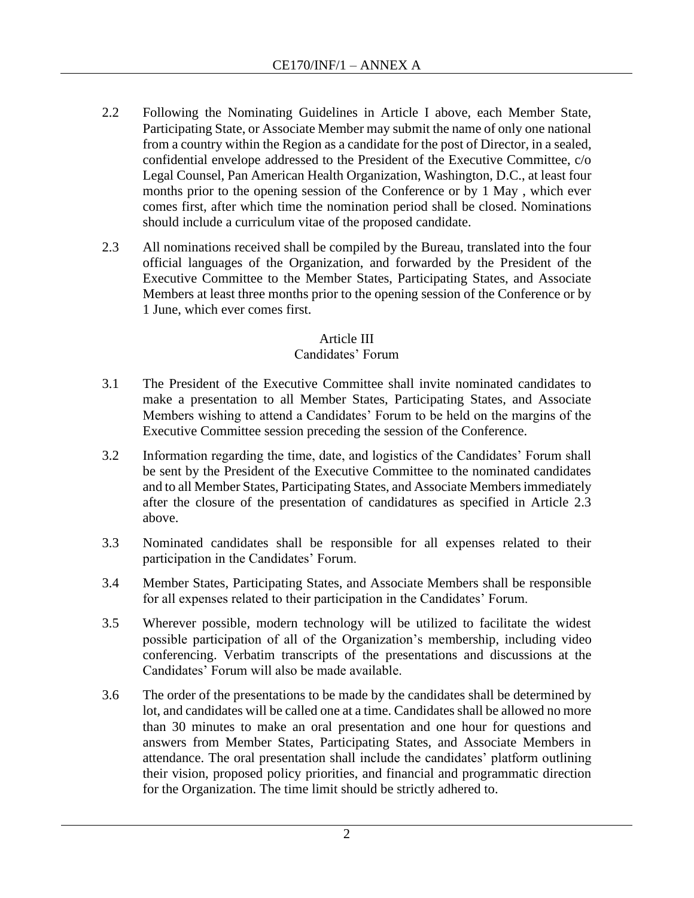2.2 Following the Nominating Guidelines in Article I above, each Member State, Participating State, or Associate Member may submit the name of only one national from a country within the Region as a candidate for the post of Director, in a sealed, confidential envelope addressed to the President of the Executive Committee, c/o Legal Counsel, Pan American Health Organization, Washington, D.C., at least four months prior to the opening session of the Conference or by 1 May , which ever comes first, after which time the nomination period shall be closed. Nominations should include a curriculum vitae of the proposed candidate.

2.3 All nominations received shall be compiled by the Bureau, translated into the four official languages of the Organization, and forwarded by the President of the Executive Committee to the Member States, Participating States, and Associate Members at least three months prior to the opening session of the Conference or by 1 June, which ever comes first.

## Article III
## Candidates' Forum

3.1 The President of the Executive Committee shall invite nominated candidates to make a presentation to all Member States, Participating States, and Associate Members wishing to attend a Candidates' Forum to be held on the margins of the Executive Committee session preceding the session of the Conference.

3.2 Information regarding the time, date, and logistics of the Candidates' Forum shall be sent by the President of the Executive Committee to the nominated candidates and to all Member States, Participating States, and Associate Members immediately after the closure of the presentation of candidatures as specified in Article 2.3 above.

3.3 Nominated candidates shall be responsible for all expenses related to their participation in the Candidates' Forum.

3.4 Member States, Participating States, and Associate Members shall be responsible for all expenses related to their participation in the Candidates' Forum.

3.5 Wherever possible, modern technology will be utilized to facilitate the widest possible participation of all of the Organization's membership, including video conferencing. Verbatim transcripts of the presentations and discussions at the Candidates' Forum will also be made available.

3.6 The order of the presentations to be made by the candidates shall be determined by lot, and candidates will be called one at a time. Candidates shall be allowed no more than 30 minutes to make an oral presentation and one hour for questions and answers from Member States, Participating States, and Associate Members in attendance. The oral presentation shall include the candidates' platform outlining their vision, proposed policy priorities, and financial and programmatic direction for the Organization. The time limit should be strictly adhered to.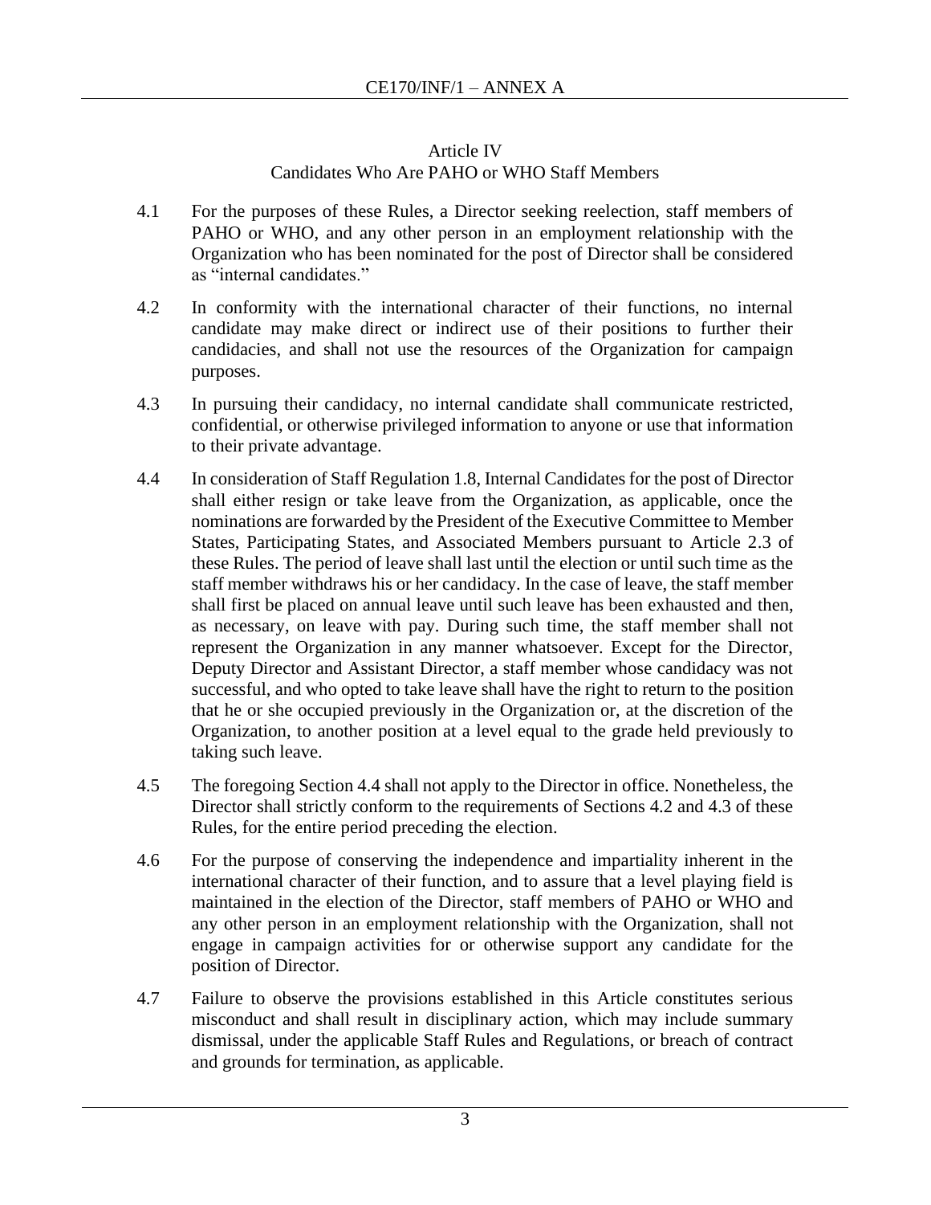## Article IV
## Candidates Who Are PAHO or WHO Staff Members

4.1 For the purposes of these Rules, a Director seeking reelection, staff members of PAHO or WHO, and any other person in an employment relationship with the Organization who has been nominated for the post of Director shall be considered as "internal candidates."

4.2 In conformity with the international character of their functions, no internal candidate may make direct or indirect use of their positions to further their candidacies, and shall not use the resources of the Organization for campaign purposes.

4.3 In pursuing their candidacy, no internal candidate shall communicate restricted, confidential, or otherwise privileged information to anyone or use that information to their private advantage.

4.4 In consideration of Staff Regulation 1.8, Internal Candidates for the post of Director shall either resign or take leave from the Organization, as applicable, once the nominations are forwarded by the President of the Executive Committee to Member States, Participating States, and Associated Members pursuant to Article 2.3 of these Rules. The period of leave shall last until the election or until such time as the staff member withdraws his or her candidacy. In the case of leave, the staff member shall first be placed on annual leave until such leave has been exhausted and then, as necessary, on leave with pay. During such time, the staff member shall not represent the Organization in any manner whatsoever. Except for the Director, Deputy Director and Assistant Director, a staff member whose candidacy was not successful, and who opted to take leave shall have the right to return to the position that he or she occupied previously in the Organization or, at the discretion of the Organization, to another position at a level equal to the grade held previously to taking such leave.

4.5 The foregoing Section 4.4 shall not apply to the Director in office. Nonetheless, the Director shall strictly conform to the requirements of Sections 4.2 and 4.3 of these Rules, for the entire period preceding the election.

4.6 For the purpose of conserving the independence and impartiality inherent in the international character of their function, and to assure that a level playing field is maintained in the election of the Director, staff members of PAHO or WHO and any other person in an employment relationship with the Organization, shall not engage in campaign activities for or otherwise support any candidate for the position of Director.

4.7 Failure to observe the provisions established in this Article constitutes serious misconduct and shall result in disciplinary action, which may include summary dismissal, under the applicable Staff Rules and Regulations, or breach of contract and grounds for termination, as applicable.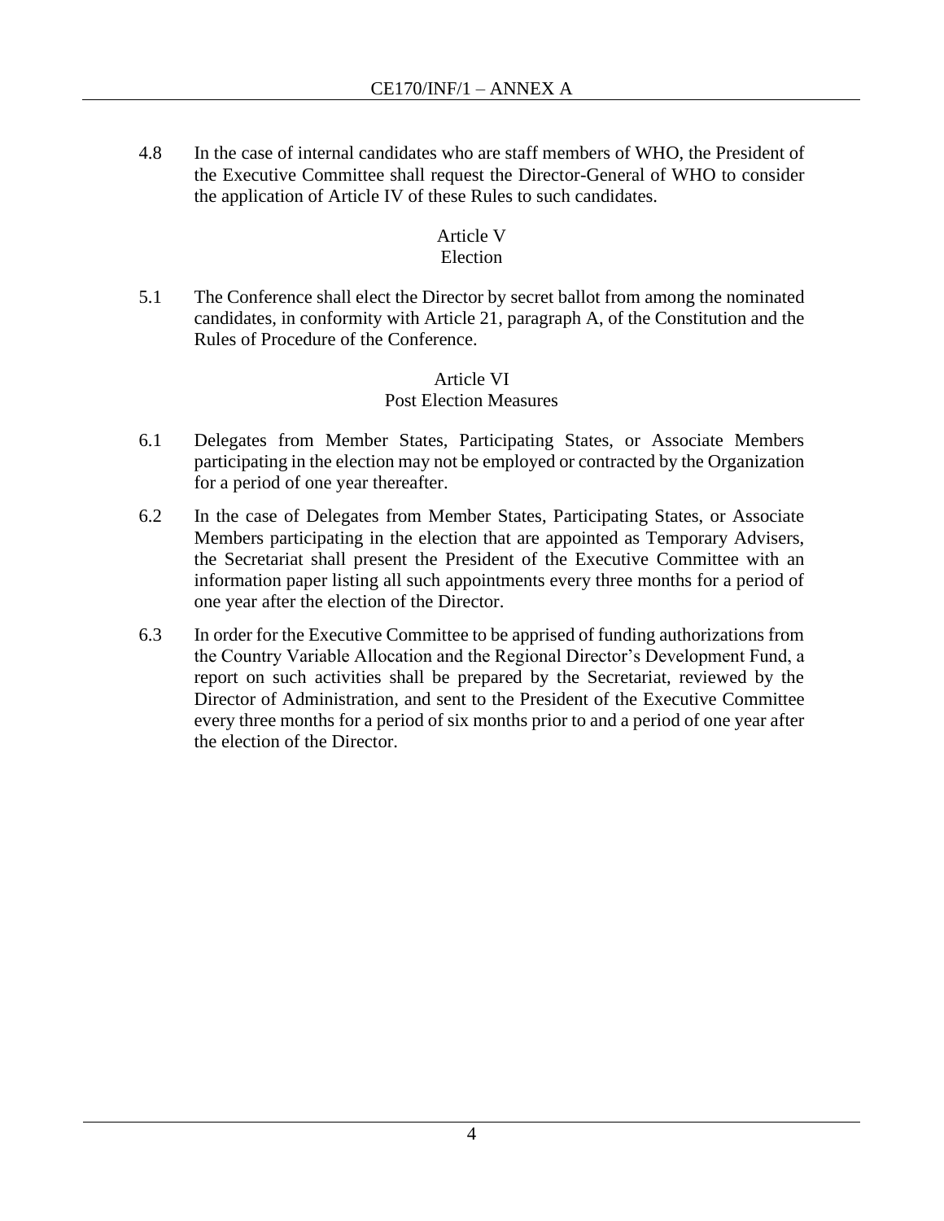4.8 In the case of internal candidates who are staff members of WHO, the President of the Executive Committee shall request the Director-General of WHO to consider the application of Article IV of these Rules to such candidates.

### Article V
### Election

5.1 The Conference shall elect the Director by secret ballot from among the nominated candidates, in conformity with Article 21, paragraph A, of the Constitution and the Rules of Procedure of the Conference.

### Article VI
### Post Election Measures

6.1 Delegates from Member States, Participating States, or Associate Members participating in the election may not be employed or contracted by the Organization for a period of one year thereafter.

6.2 In the case of Delegates from Member States, Participating States, or Associate Members participating in the election that are appointed as Temporary Advisers, the Secretariat shall present the President of the Executive Committee with an information paper listing all such appointments every three months for a period of one year after the election of the Director.

6.3 In order for the Executive Committee to be apprised of funding authorizations from the Country Variable Allocation and the Regional Director's Development Fund, a report on such activities shall be prepared by the Secretariat, reviewed by the Director of Administration, and sent to the President of the Executive Committee every three months for a period of six months prior to and a period of one year after the election of the Director.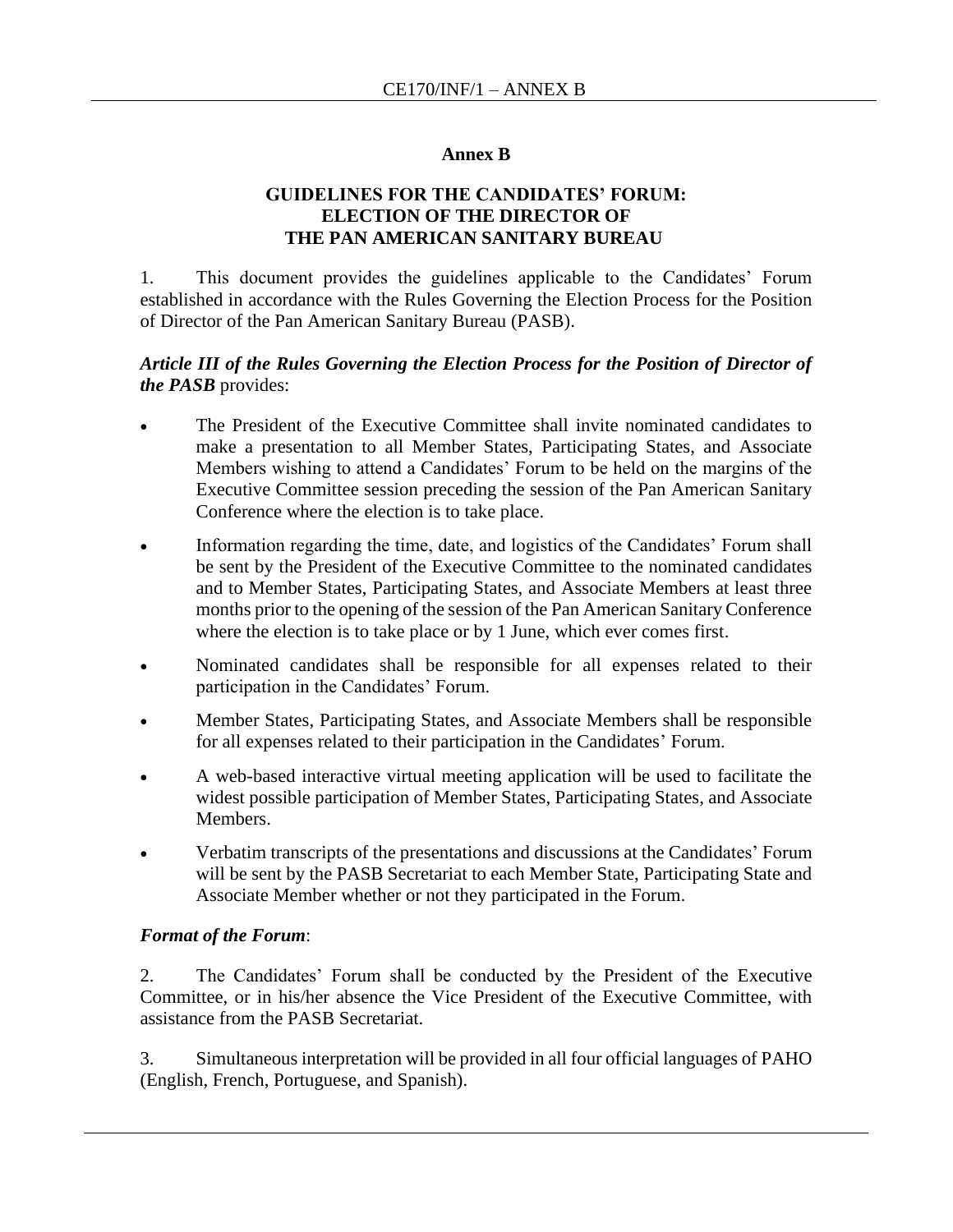# Annex B

## GUIDELINES FOR THE CANDIDATES' FORUM: ELECTION OF THE DIRECTOR OF THE PAN AMERICAN SANITARY BUREAU

1. This document provides the guidelines applicable to the Candidates' Forum established in accordance with the Rules Governing the Election Process for the Position of Director of the Pan American Sanitary Bureau (PASB).

***Article III of the Rules Governing the Election Process for the Position of Director of the PASB*** provides:

- The President of the Executive Committee shall invite nominated candidates to make a presentation to all Member States, Participating States, and Associate Members wishing to attend a Candidates' Forum to be held on the margins of the Executive Committee session preceding the session of the Pan American Sanitary Conference where the election is to take place.
- Information regarding the time, date, and logistics of the Candidates' Forum shall be sent by the President of the Executive Committee to the nominated candidates and to Member States, Participating States, and Associate Members at least three months prior to the opening of the session of the Pan American Sanitary Conference where the election is to take place or by 1 June, which ever comes first.
- Nominated candidates shall be responsible for all expenses related to their participation in the Candidates' Forum.
- Member States, Participating States, and Associate Members shall be responsible for all expenses related to their participation in the Candidates' Forum.
- A web-based interactive virtual meeting application will be used to facilitate the widest possible participation of Member States, Participating States, and Associate Members.
- Verbatim transcripts of the presentations and discussions at the Candidates' Forum will be sent by the PASB Secretariat to each Member State, Participating State and Associate Member whether or not they participated in the Forum.

***Format of the Forum***:

2. The Candidates' Forum shall be conducted by the President of the Executive Committee, or in his/her absence the Vice President of the Executive Committee, with assistance from the PASB Secretariat.

3. Simultaneous interpretation will be provided in all four official languages of PAHO (English, French, Portuguese, and Spanish).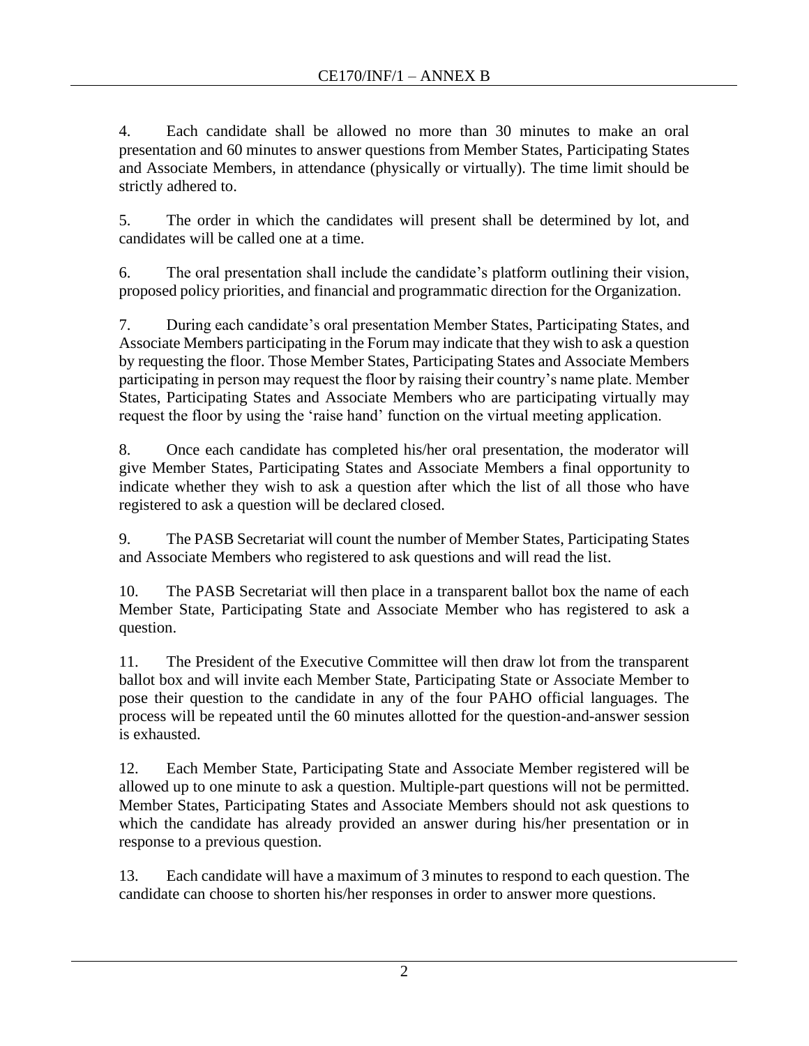4. Each candidate shall be allowed no more than 30 minutes to make an oral presentation and 60 minutes to answer questions from Member States, Participating States and Associate Members, in attendance (physically or virtually). The time limit should be strictly adhered to.

5. The order in which the candidates will present shall be determined by lot, and candidates will be called one at a time.

6. The oral presentation shall include the candidate's platform outlining their vision, proposed policy priorities, and financial and programmatic direction for the Organization.

7. During each candidate's oral presentation Member States, Participating States, and Associate Members participating in the Forum may indicate that they wish to ask a question by requesting the floor. Those Member States, Participating States and Associate Members participating in person may request the floor by raising their country's name plate. Member States, Participating States and Associate Members who are participating virtually may request the floor by using the 'raise hand' function on the virtual meeting application.

8. Once each candidate has completed his/her oral presentation, the moderator will give Member States, Participating States and Associate Members a final opportunity to indicate whether they wish to ask a question after which the list of all those who have registered to ask a question will be declared closed.

9. The PASB Secretariat will count the number of Member States, Participating States and Associate Members who registered to ask questions and will read the list.

10. The PASB Secretariat will then place in a transparent ballot box the name of each Member State, Participating State and Associate Member who has registered to ask a question.

11. The President of the Executive Committee will then draw lot from the transparent ballot box and will invite each Member State, Participating State or Associate Member to pose their question to the candidate in any of the four PAHO official languages. The process will be repeated until the 60 minutes allotted for the question-and-answer session is exhausted.

12. Each Member State, Participating State and Associate Member registered will be allowed up to one minute to ask a question. Multiple-part questions will not be permitted. Member States, Participating States and Associate Members should not ask questions to which the candidate has already provided an answer during his/her presentation or in response to a previous question.

13. Each candidate will have a maximum of 3 minutes to respond to each question. The candidate can choose to shorten his/her responses in order to answer more questions.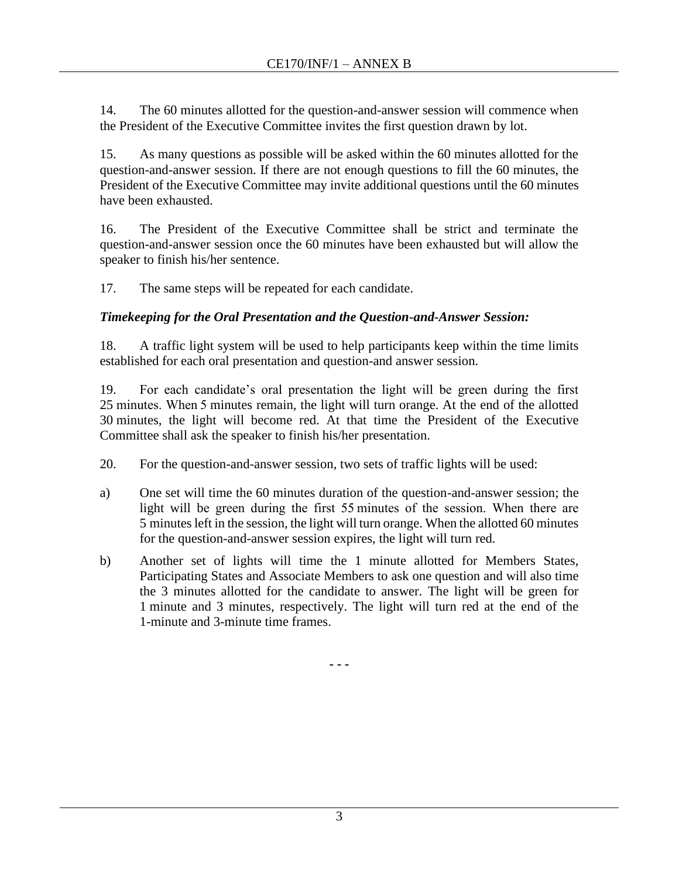14. The 60 minutes allotted for the question-and-answer session will commence when the President of the Executive Committee invites the first question drawn by lot.

15. As many questions as possible will be asked within the 60 minutes allotted for the question-and-answer session. If there are not enough questions to fill the 60 minutes, the President of the Executive Committee may invite additional questions until the 60 minutes have been exhausted.

16. The President of the Executive Committee shall be strict and terminate the question-and-answer session once the 60 minutes have been exhausted but will allow the speaker to finish his/her sentence.

17. The same steps will be repeated for each candidate.

***Timekeeping for the Oral Presentation and the Question-and-Answer Session:***

18. A traffic light system will be used to help participants keep within the time limits established for each oral presentation and question-and answer session.

19. For each candidate's oral presentation the light will be green during the first 25 minutes. When 5 minutes remain, the light will turn orange. At the end of the allotted 30 minutes, the light will become red. At that time the President of the Executive Committee shall ask the speaker to finish his/her presentation.

20. For the question-and-answer session, two sets of traffic lights will be used:

a) One set will time the 60 minutes duration of the question-and-answer session; the light will be green during the first 55 minutes of the session. When there are 5 minutes left in the session, the light will turn orange. When the allotted 60 minutes for the question-and-answer session expires, the light will turn red.

b) Another set of lights will time the 1 minute allotted for Members States, Participating States and Associate Members to ask one question and will also time the 3 minutes allotted for the candidate to answer. The light will be green for 1 minute and 3 minutes, respectively. The light will turn red at the end of the 1-minute and 3-minute time frames.

- - -